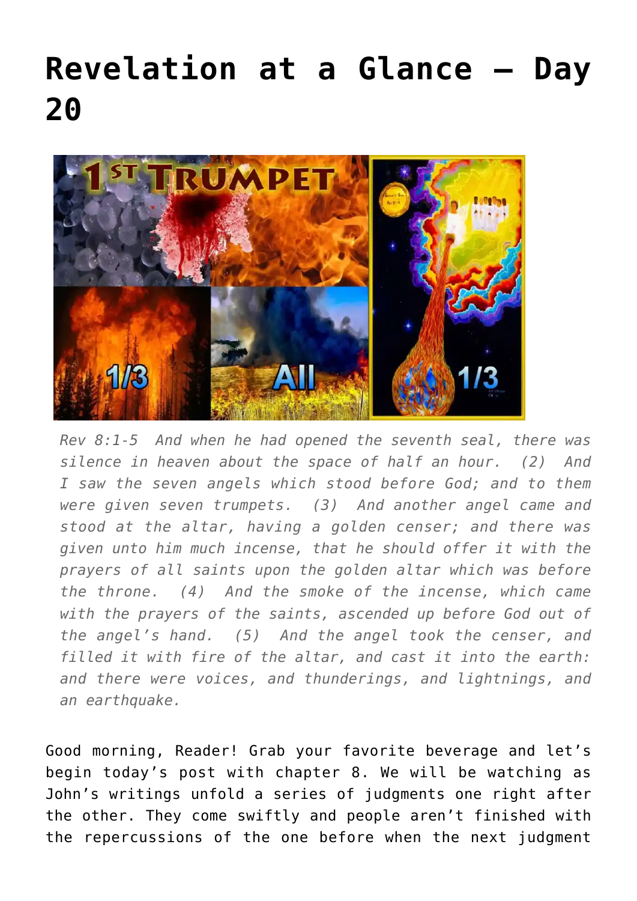# Revelation at a Glance – Day 20

*Rev 8:1-5  And when he had opened the seventh seal, there was silence in heaven about the space of half an hour.  (2)  And I saw the seven angels which stood before God; and to them were given seven trumpets.  (3)  And another angel came and stood at the altar, having a golden censer; and there was given unto him much incense, that he should offer it with the prayers of all saints upon the golden altar which was before the throne.  (4)  And the smoke of the incense, which came with the prayers of the saints, ascended up before God out of the angel's hand.  (5)  And the angel took the censer, and filled it with fire of the altar, and cast it into the earth: and there were voices, and thunderings, and lightnings, and an earthquake.*

Good morning, Reader! Grab your favorite beverage and let's begin today's post with chapter 8. We will be watching as John's writings unfold a series of judgments one right after the other. They come swiftly and people aren't finished with the repercussions of the one before when the next judgment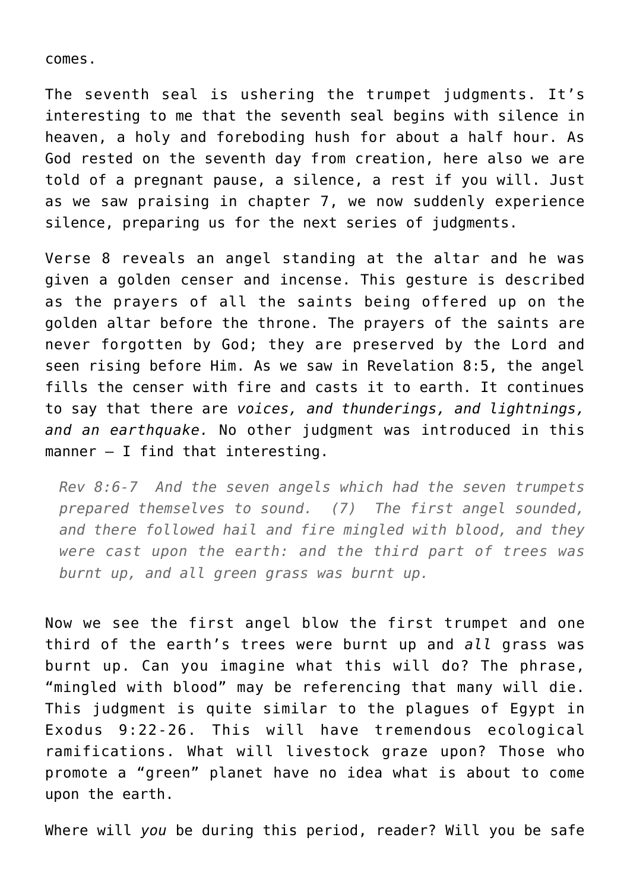comes.

The seventh seal is ushering the trumpet judgments. It's interesting to me that the seventh seal begins with silence in heaven, a holy and foreboding hush for about a half hour. As God rested on the seventh day from creation, here also we are told of a pregnant pause, a silence, a rest if you will. Just as we saw praising in chapter 7, we now suddenly experience silence, preparing us for the next series of judgments.

Verse 8 reveals an angel standing at the altar and he was given a golden censer and incense. This gesture is described as the prayers of all the saints being offered up on the golden altar before the throne. The prayers of the saints are never forgotten by God; they are preserved by the Lord and seen rising before Him. As we saw in Revelation 8:5, the angel fills the censer with fire and casts it to earth. It continues to say that there are *voices, and thunderings, and lightnings, and an earthquake.* No other judgment was introduced in this manner – I find that interesting.

> *Rev 8:6-7 And the seven angels which had the seven trumpets prepared themselves to sound. (7) The first angel sounded, and there followed hail and fire mingled with blood, and they were cast upon the earth: and the third part of trees was burnt up, and all green grass was burnt up.*

Now we see the first angel blow the first trumpet and one third of the earth's trees were burnt up and *all* grass was burnt up. Can you imagine what this will do? The phrase, "mingled with blood" may be referencing that many will die. This judgment is quite similar to the plagues of Egypt in Exodus 9:22-26. This will have tremendous ecological ramifications. What will livestock graze upon? Those who promote a "green" planet have no idea what is about to come upon the earth.

Where will *you* be during this period, reader? Will you be safe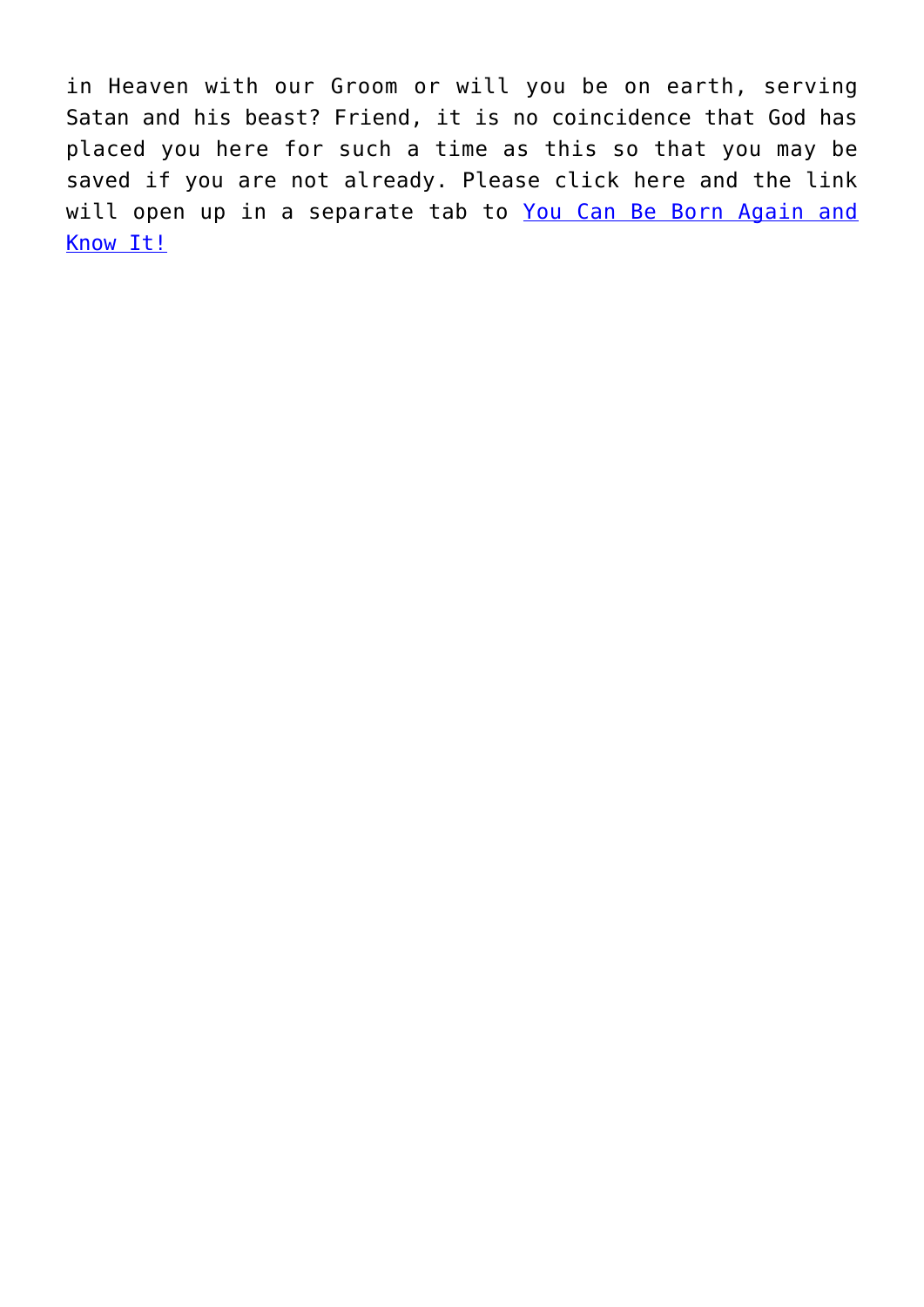in Heaven with our Groom or will you be on earth, serving Satan and his beast? Friend, it is no coincidence that God has placed you here for such a time as this so that you may be saved if you are not already. Please click here and the link will open up in a separate tab to You Can Be Born Again and Know It!